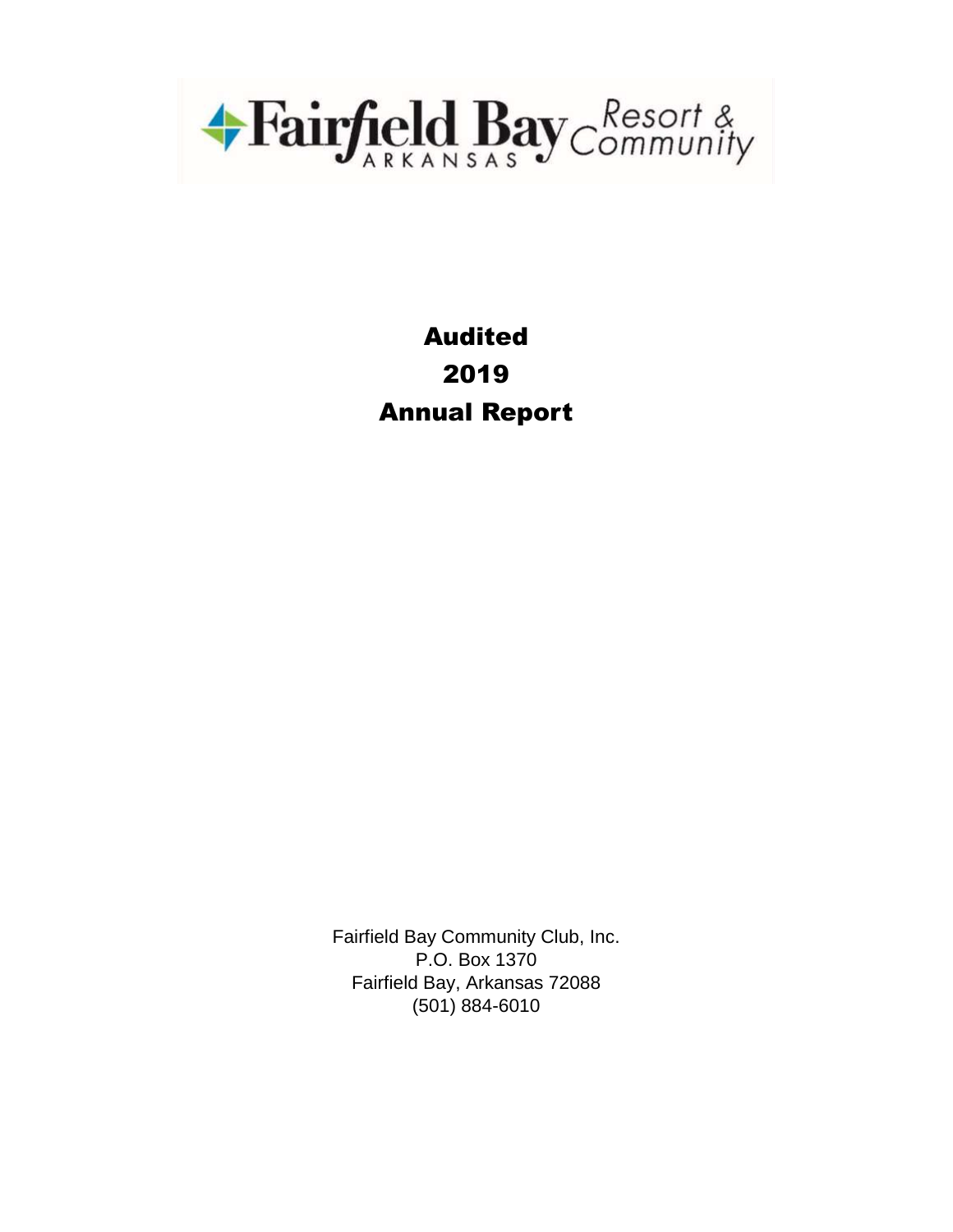Fairfield Bay ARKANSAS Resort & Community

# Audited 2019 Annual Report

Fairfield Bay Community Club, Inc.
P.O. Box 1370
Fairfield Bay, Arkansas 72088
(501) 884-6010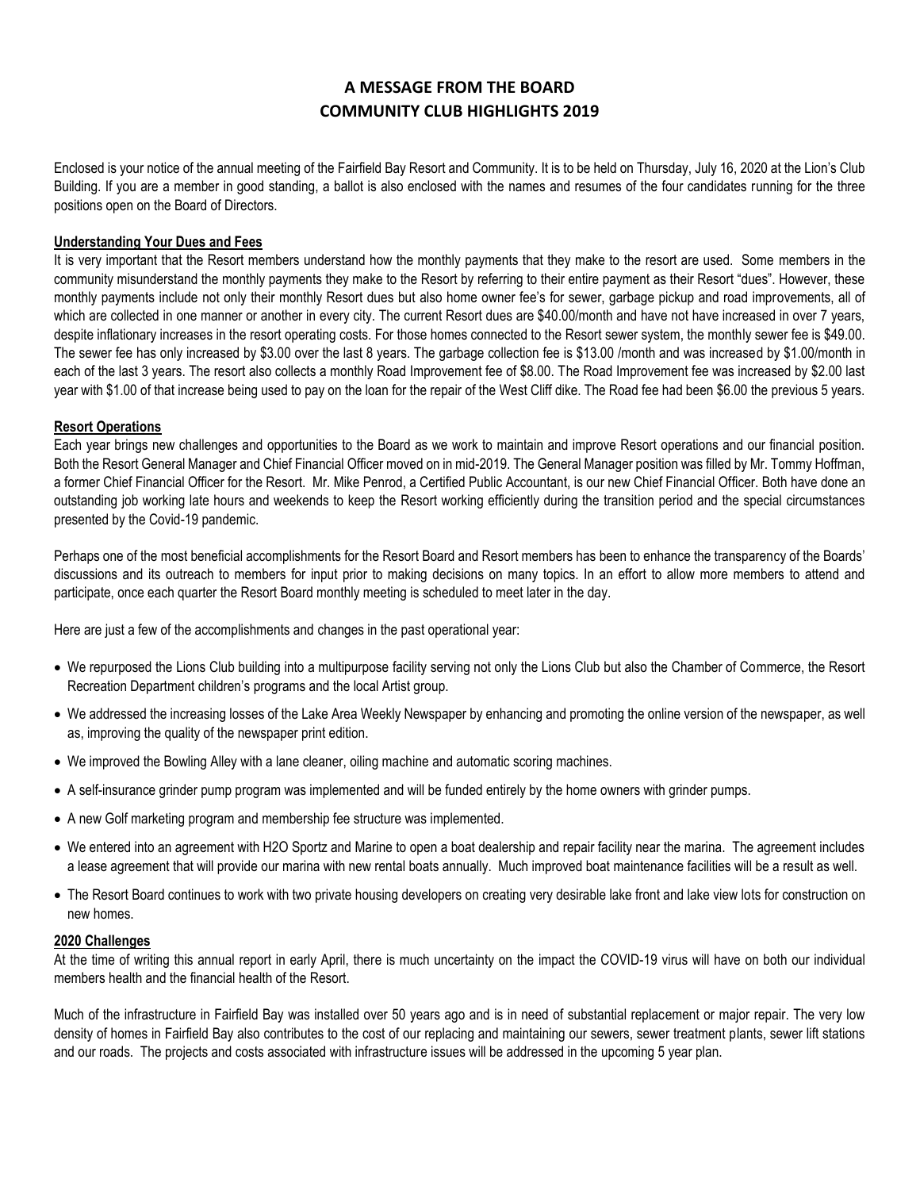# A MESSAGE FROM THE BOARD
# COMMUNITY CLUB HIGHLIGHTS 2019

Enclosed is your notice of the annual meeting of the Fairfield Bay Resort and Community. It is to be held on Thursday, July 16, 2020 at the Lion's Club Building. If you are a member in good standing, a ballot is also enclosed with the names and resumes of the four candidates running for the three positions open on the Board of Directors.

**Understanding Your Dues and Fees**

It is very important that the Resort members understand how the monthly payments that they make to the resort are used. Some members in the community misunderstand the monthly payments they make to the Resort by referring to their entire payment as their Resort "dues". However, these monthly payments include not only their monthly Resort dues but also home owner fee's for sewer, garbage pickup and road improvements, all of which are collected in one manner or another in every city. The current Resort dues are $40.00/month and have not have increased in over 7 years, despite inflationary increases in the resort operating costs. For those homes connected to the Resort sewer system, the monthly sewer fee is $49.00. The sewer fee has only increased by $3.00 over the last 8 years. The garbage collection fee is $13.00 /month and was increased by $1.00/month in each of the last 3 years. The resort also collects a monthly Road Improvement fee of $8.00. The Road Improvement fee was increased by $2.00 last year with $1.00 of that increase being used to pay on the loan for the repair of the West Cliff dike. The Road fee had been $6.00 the previous 5 years.

**Resort Operations**

Each year brings new challenges and opportunities to the Board as we work to maintain and improve Resort operations and our financial position. Both the Resort General Manager and Chief Financial Officer moved on in mid-2019. The General Manager position was filled by Mr. Tommy Hoffman, a former Chief Financial Officer for the Resort. Mr. Mike Penrod, a Certified Public Accountant, is our new Chief Financial Officer. Both have done an outstanding job working late hours and weekends to keep the Resort working efficiently during the transition period and the special circumstances presented by the Covid-19 pandemic.

Perhaps one of the most beneficial accomplishments for the Resort Board and Resort members has been to enhance the transparency of the Boards' discussions and its outreach to members for input prior to making decisions on many topics. In an effort to allow more members to attend and participate, once each quarter the Resort Board monthly meeting is scheduled to meet later in the day.

Here are just a few of the accomplishments and changes in the past operational year:

- We repurposed the Lions Club building into a multipurpose facility serving not only the Lions Club but also the Chamber of Commerce, the Resort Recreation Department children's programs and the local Artist group.
- We addressed the increasing losses of the Lake Area Weekly Newspaper by enhancing and promoting the online version of the newspaper, as well as, improving the quality of the newspaper print edition.
- We improved the Bowling Alley with a lane cleaner, oiling machine and automatic scoring machines.
- A self-insurance grinder pump program was implemented and will be funded entirely by the home owners with grinder pumps.
- A new Golf marketing program and membership fee structure was implemented.
- We entered into an agreement with H2O Sportz and Marine to open a boat dealership and repair facility near the marina. The agreement includes a lease agreement that will provide our marina with new rental boats annually. Much improved boat maintenance facilities will be a result as well.
- The Resort Board continues to work with two private housing developers on creating very desirable lake front and lake view lots for construction on new homes.

**2020 Challenges**

At the time of writing this annual report in early April, there is much uncertainty on the impact the COVID-19 virus will have on both our individual members health and the financial health of the Resort.

Much of the infrastructure in Fairfield Bay was installed over 50 years ago and is in need of substantial replacement or major repair. The very low density of homes in Fairfield Bay also contributes to the cost of our replacing and maintaining our sewers, sewer treatment plants, sewer lift stations and our roads. The projects and costs associated with infrastructure issues will be addressed in the upcoming 5 year plan.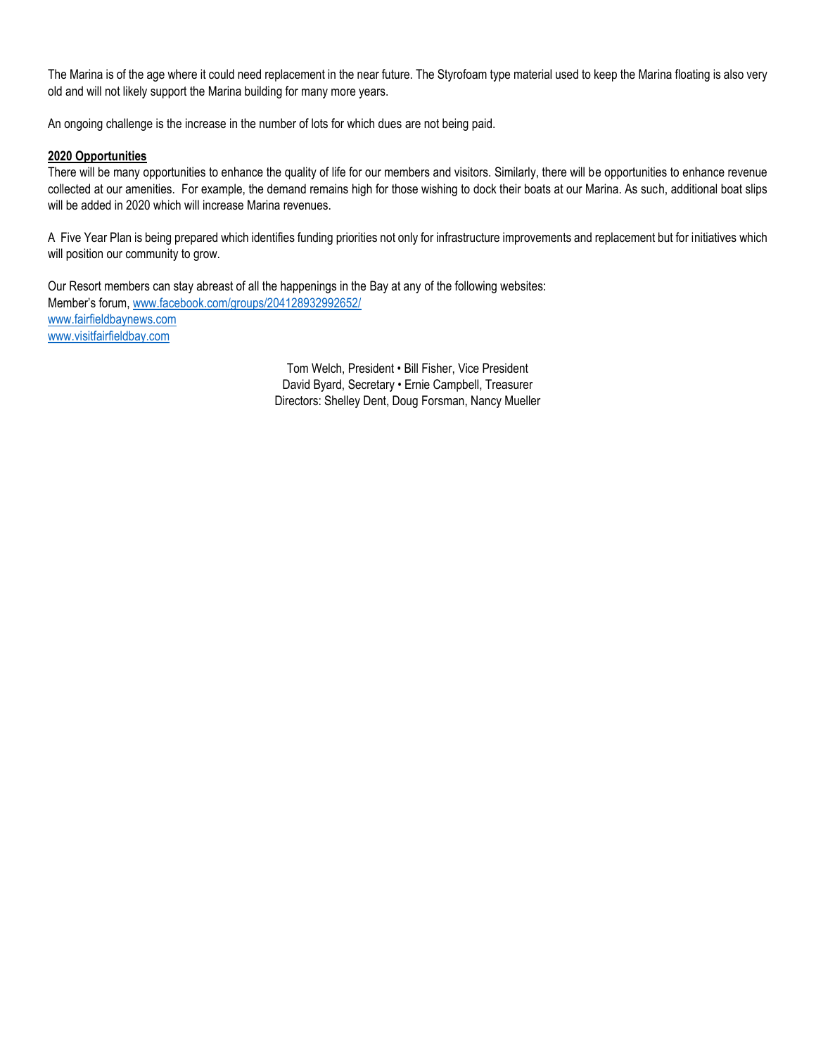The Marina is of the age where it could need replacement in the near future. The Styrofoam type material used to keep the Marina floating is also very old and will not likely support the Marina building for many more years.

An ongoing challenge is the increase in the number of lots for which dues are not being paid.

**2020 Opportunities**

There will be many opportunities to enhance the quality of life for our members and visitors. Similarly, there will be opportunities to enhance revenue collected at our amenities. For example, the demand remains high for those wishing to dock their boats at our Marina. As such, additional boat slips will be added in 2020 which will increase Marina revenues.

A Five Year Plan is being prepared which identifies funding priorities not only for infrastructure improvements and replacement but for initiatives which will position our community to grow.

Our Resort members can stay abreast of all the happenings in the Bay at any of the following websites:
Member's forum, www.facebook.com/groups/204128932992652/
www.fairfieldbaynews.com
www.visitfairfieldbay.com

Tom Welch, President • Bill Fisher, Vice President
David Byard, Secretary • Ernie Campbell, Treasurer
Directors: Shelley Dent, Doug Forsman, Nancy Mueller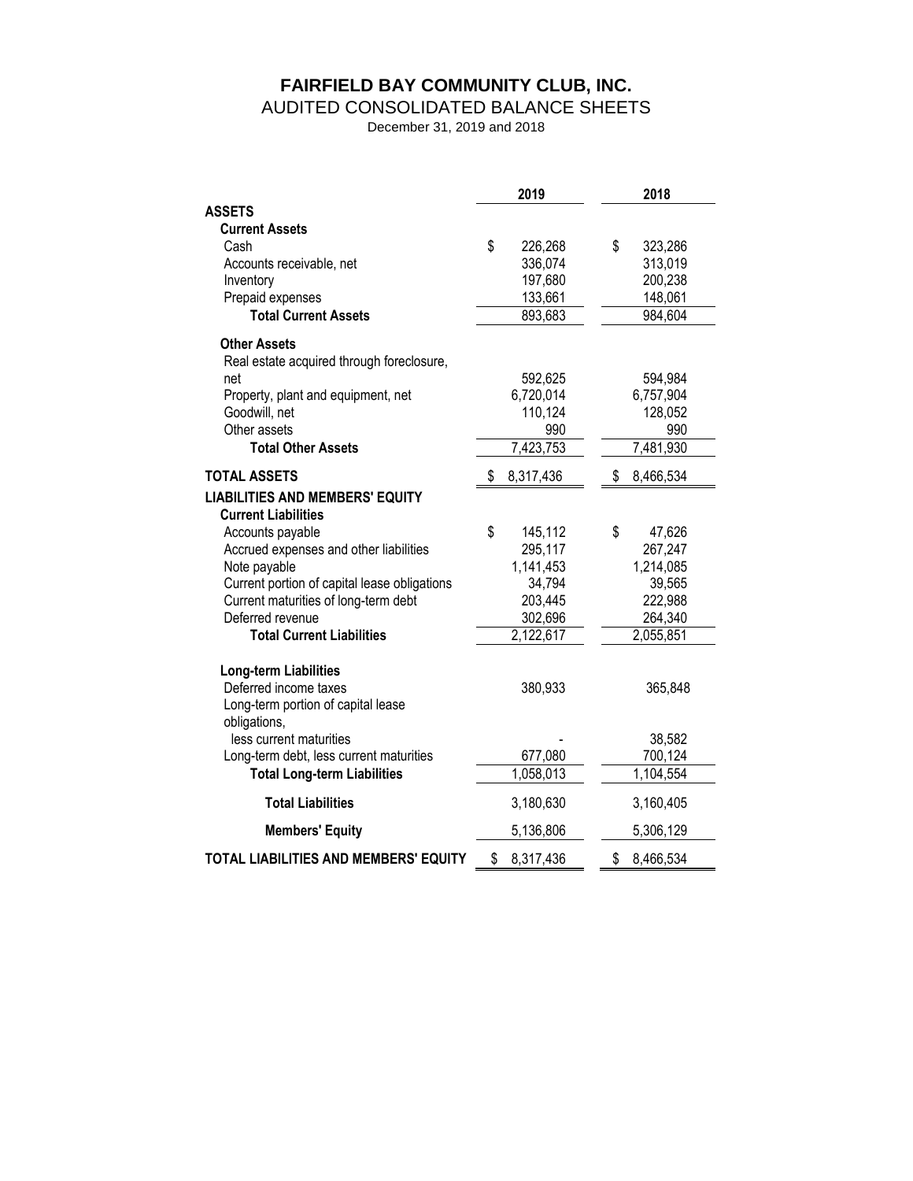# FAIRFIELD BAY COMMUNITY CLUB, INC.

## AUDITED CONSOLIDATED BALANCE SHEETS

December 31, 2019 and 2018

| | 2019 | 2018 |
|---|---|---|
| **ASSETS** | | |
| **Current Assets** | | |
| Cash | $ 226,268 | $ 323,286 |
| Accounts receivable, net | 336,074 | 313,019 |
| Inventory | 197,680 | 200,238 |
| Prepaid expenses | 133,661 | 148,061 |
| **Total Current Assets** | 893,683 | 984,604 |
| **Other Assets** | | |
| Real estate acquired through foreclosure, net | 592,625 | 594,984 |
| Property, plant and equipment, net | 6,720,014 | 6,757,904 |
| Goodwill, net | 110,124 | 128,052 |
| Other assets | 990 | 990 |
| **Total Other Assets** | 7,423,753 | 7,481,930 |
| **TOTAL ASSETS** | $ 8,317,436 | $ 8,466,534 |
| **LIABILITIES AND MEMBERS' EQUITY** | | |
| **Current Liabilities** | | |
| Accounts payable | $ 145,112 | $ 47,626 |
| Accrued expenses and other liabilities | 295,117 | 267,247 |
| Note payable | 1,141,453 | 1,214,085 |
| Current portion of capital lease obligations | 34,794 | 39,565 |
| Current maturities of long-term debt | 203,445 | 222,988 |
| Deferred revenue | 302,696 | 264,340 |
| **Total Current Liabilities** | 2,122,617 | 2,055,851 |
| **Long-term Liabilities** | | |
| Deferred income taxes | 380,933 | 365,848 |
| Long-term portion of capital lease obligations, less current maturities | - | 38,582 |
| Long-term debt, less current maturities | 677,080 | 700,124 |
| **Total Long-term Liabilities** | 1,058,013 | 1,104,554 |
| **Total Liabilities** | 3,180,630 | 3,160,405 |
| **Members' Equity** | 5,136,806 | 5,306,129 |
| **TOTAL LIABILITIES AND MEMBERS' EQUITY** | $ 8,317,436 | $ 8,466,534 |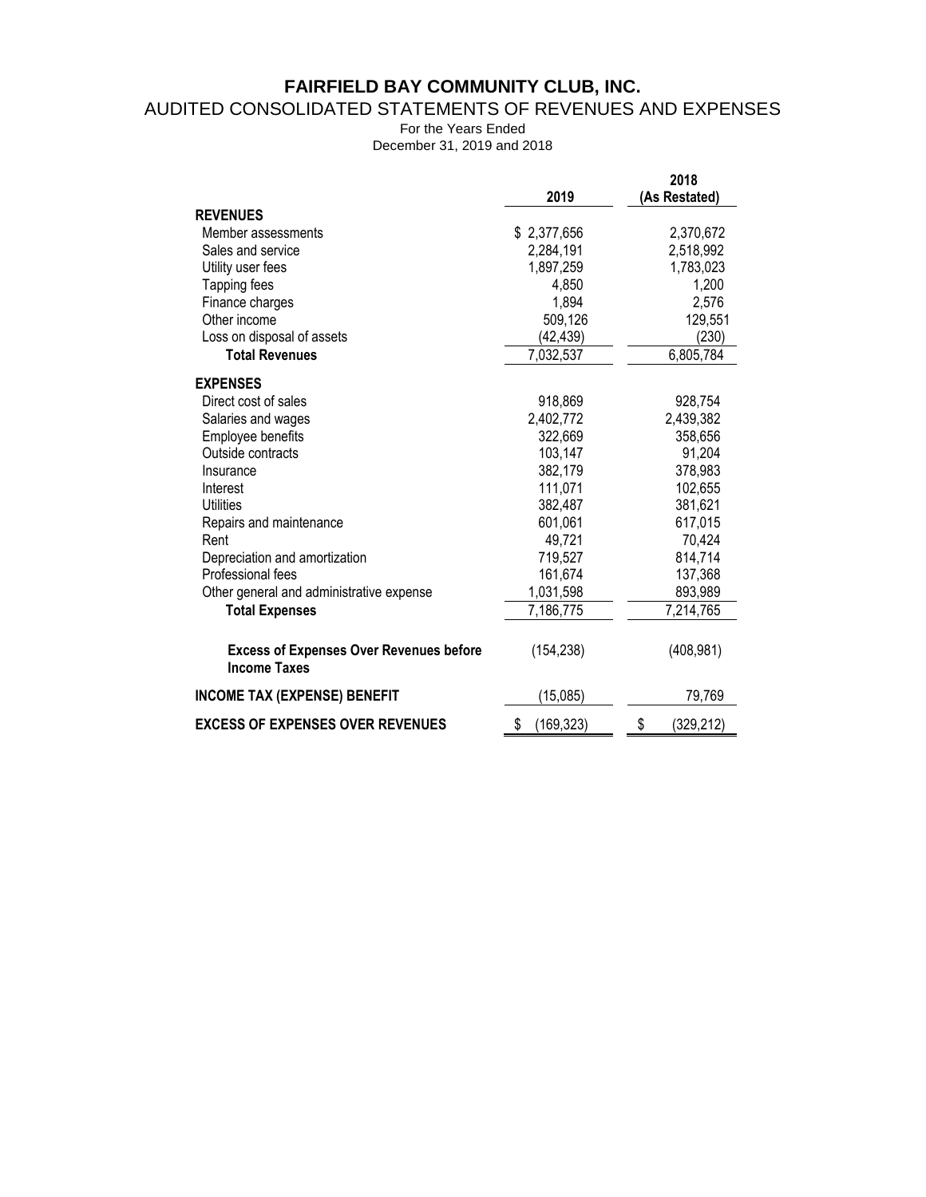# FAIRFIELD BAY COMMUNITY CLUB, INC.

## AUDITED CONSOLIDATED STATEMENTS OF REVENUES AND EXPENSES

For the Years Ended
December 31, 2019 and 2018

| | 2019 | 2018 (As Restated) |
|---|---|---|
| **REVENUES** | | |
| Member assessments | $ 2,377,656 | 2,370,672 |
| Sales and service | 2,284,191 | 2,518,992 |
| Utility user fees | 1,897,259 | 1,783,023 |
| Tapping fees | 4,850 | 1,200 |
| Finance charges | 1,894 | 2,576 |
| Other income | 509,126 | 129,551 |
| Loss on disposal of assets | (42,439) | (230) |
| **Total Revenues** | 7,032,537 | 6,805,784 |
| **EXPENSES** | | |
| Direct cost of sales | 918,869 | 928,754 |
| Salaries and wages | 2,402,772 | 2,439,382 |
| Employee benefits | 322,669 | 358,656 |
| Outside contracts | 103,147 | 91,204 |
| Insurance | 382,179 | 378,983 |
| Interest | 111,071 | 102,655 |
| Utilities | 382,487 | 381,621 |
| Repairs and maintenance | 601,061 | 617,015 |
| Rent | 49,721 | 70,424 |
| Depreciation and amortization | 719,527 | 814,714 |
| Professional fees | 161,674 | 137,368 |
| Other general and administrative expense | 1,031,598 | 893,989 |
| **Total Expenses** | 7,186,775 | 7,214,765 |
| **Excess of Expenses Over Revenues before Income Taxes** | (154,238) | (408,981) |
| **INCOME TAX (EXPENSE) BENEFIT** | (15,085) | 79,769 |
| **EXCESS OF EXPENSES OVER REVENUES** | $ (169,323) | $ (329,212) |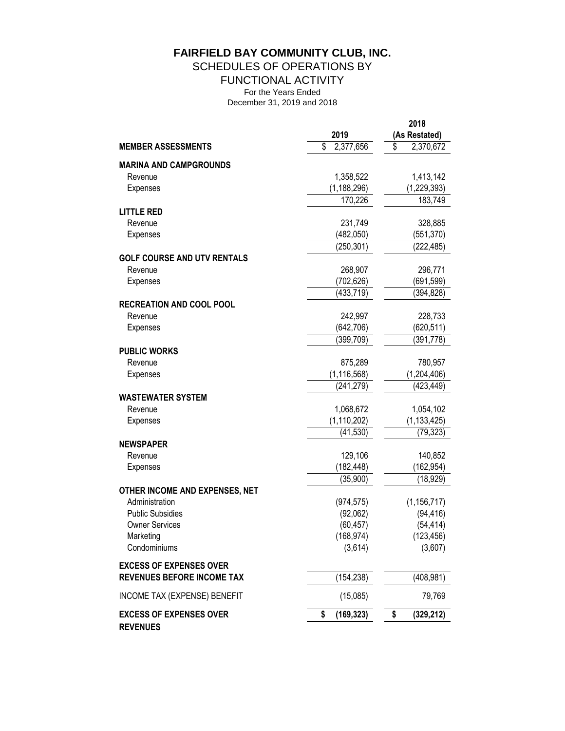# FAIRFIELD BAY COMMUNITY CLUB, INC.

## SCHEDULES OF OPERATIONS BY FUNCTIONAL ACTIVITY

For the Years Ended
December 31, 2019 and 2018

| | 2019 | 2018 (As Restated) |
|---|---|---|
| **MEMBER ASSESSMENTS** | $ 2,377,656 | $ 2,370,672 |
| **MARINA AND CAMPGROUNDS** | | |
| Revenue | 1,358,522 | 1,413,142 |
| Expenses | (1,188,296) | (1,229,393) |
| | 170,226 | 183,749 |
| **LITTLE RED** | | |
| Revenue | 231,749 | 328,885 |
| Expenses | (482,050) | (551,370) |
| | (250,301) | (222,485) |
| **GOLF COURSE AND UTV RENTALS** | | |
| Revenue | 268,907 | 296,771 |
| Expenses | (702,626) | (691,599) |
| | (433,719) | (394,828) |
| **RECREATION AND COOL POOL** | | |
| Revenue | 242,997 | 228,733 |
| Expenses | (642,706) | (620,511) |
| | (399,709) | (391,778) |
| **PUBLIC WORKS** | | |
| Revenue | 875,289 | 780,957 |
| Expenses | (1,116,568) | (1,204,406) |
| | (241,279) | (423,449) |
| **WASTEWATER SYSTEM** | | |
| Revenue | 1,068,672 | 1,054,102 |
| Expenses | (1,110,202) | (1,133,425) |
| | (41,530) | (79,323) |
| **NEWSPAPER** | | |
| Revenue | 129,106 | 140,852 |
| Expenses | (182,448) | (162,954) |
| | (35,900) | (18,929) |
| **OTHER INCOME AND EXPENSES, NET** | | |
| Administration | (974,575) | (1,156,717) |
| Public Subsidies | (92,062) | (94,416) |
| Owner Services | (60,457) | (54,414) |
| Marketing | (168,974) | (123,456) |
| Condominiums | (3,614) | (3,607) |
| **EXCESS OF EXPENSES OVER REVENUES BEFORE INCOME TAX** | (154,238) | (408,981) |
| INCOME TAX (EXPENSE) BENEFIT | (15,085) | 79,769 |
| **EXCESS OF EXPENSES OVER REVENUES** | **$ (169,323)** | **$ (329,212)** |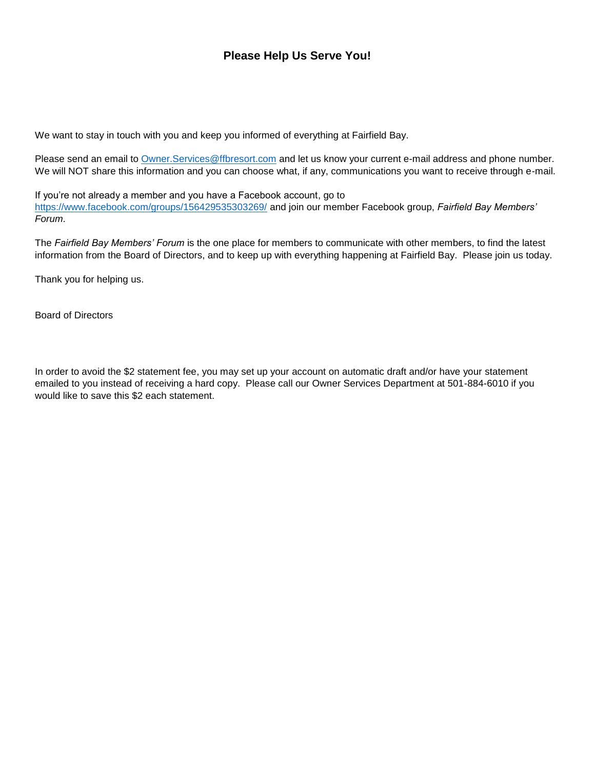## Please Help Us Serve You!

We want to stay in touch with you and keep you informed of everything at Fairfield Bay.

Please send an email to [Owner.Services@ffbresort.com](mailto:Owner.Services@ffbresort.com) and let us know your current e-mail address and phone number. We will NOT share this information and you can choose what, if any, communications you want to receive through e-mail.

If you're not already a member and you have a Facebook account, go to [https://www.facebook.com/groups/156429535303269/](https://www.facebook.com/groups/156429535303269/) and join our member Facebook group, *Fairfield Bay Members' Forum*.

The *Fairfield Bay Members' Forum* is the one place for members to communicate with other members, to find the latest information from the Board of Directors, and to keep up with everything happening at Fairfield Bay. Please join us today.

Thank you for helping us.

Board of Directors

In order to avoid the $2 statement fee, you may set up your account on automatic draft and/or have your statement emailed to you instead of receiving a hard copy. Please call our Owner Services Department at 501-884-6010 if you would like to save this $2 each statement.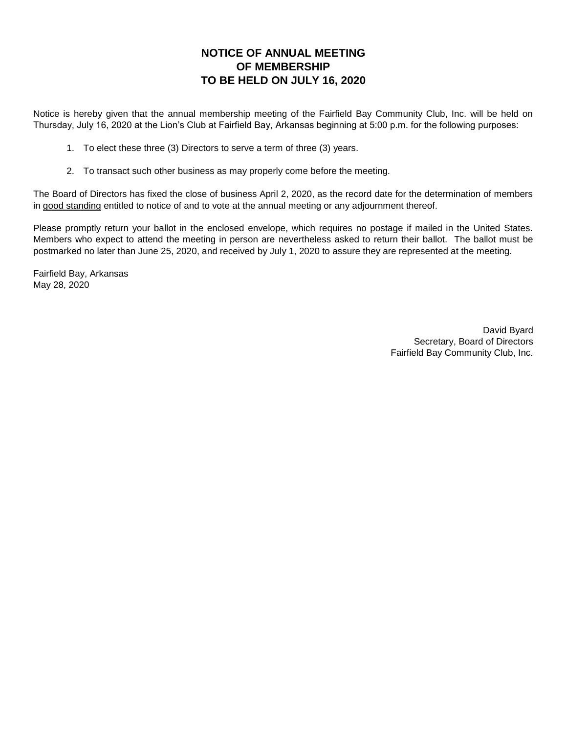# NOTICE OF ANNUAL MEETING OF MEMBERSHIP TO BE HELD ON JULY 16, 2020

Notice is hereby given that the annual membership meeting of the Fairfield Bay Community Club, Inc. will be held on Thursday, July 16, 2020 at the Lion's Club at Fairfield Bay, Arkansas beginning at 5:00 p.m. for the following purposes:

1. To elect these three (3) Directors to serve a term of three (3) years.

2. To transact such other business as may properly come before the meeting.

The Board of Directors has fixed the close of business April 2, 2020, as the record date for the determination of members in <u>good standing</u> entitled to notice of and to vote at the annual meeting or any adjournment thereof.

Please promptly return your ballot in the enclosed envelope, which requires no postage if mailed in the United States. Members who expect to attend the meeting in person are nevertheless asked to return their ballot. The ballot must be postmarked no later than June 25, 2020, and received by July 1, 2020 to assure they are represented at the meeting.

Fairfield Bay, Arkansas
May 28, 2020

David Byard
Secretary, Board of Directors
Fairfield Bay Community Club, Inc.